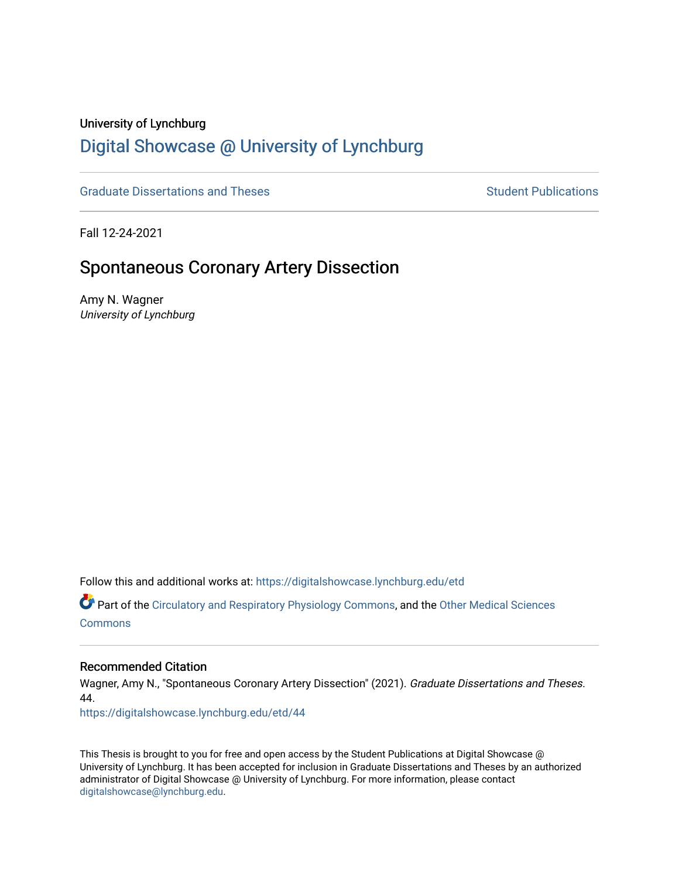University of Lynchburg

# Digital Showcase @ University of Lynchburg

Graduate Dissertations and Theses | Student Publications

Fall 12-24-2021

## Spontaneous Coronary Artery Dissection

Amy N. Wagner
*University of Lynchburg*

Follow this and additional works at: https://digitalshowcase.lynchburg.edu/etd

Part of the Circulatory and Respiratory Physiology Commons, and the Other Medical Sciences Commons

### Recommended Citation

Wagner, Amy N., "Spontaneous Coronary Artery Dissection" (2021). *Graduate Dissertations and Theses*. 44.
https://digitalshowcase.lynchburg.edu/etd/44

This Thesis is brought to you for free and open access by the Student Publications at Digital Showcase @ University of Lynchburg. It has been accepted for inclusion in Graduate Dissertations and Theses by an authorized administrator of Digital Showcase @ University of Lynchburg. For more information, please contact digitalshowcase@lynchburg.edu.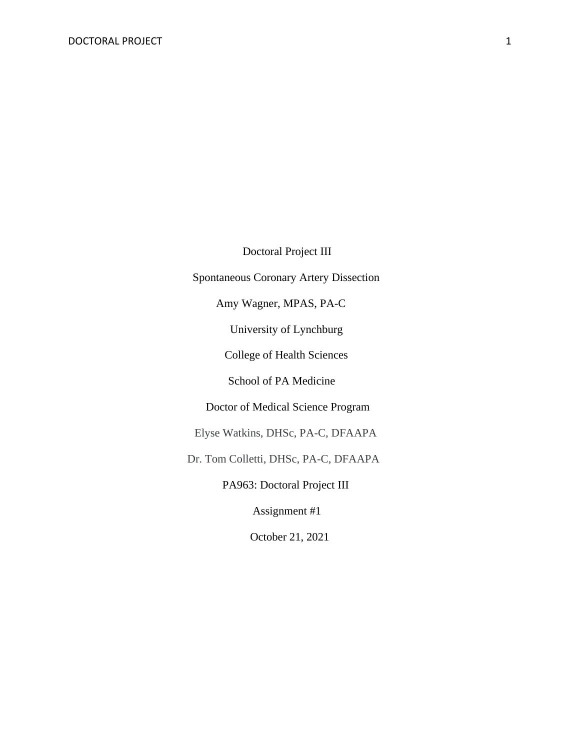Doctoral Project III

Spontaneous Coronary Artery Dissection

Amy Wagner, MPAS, PA-C

University of Lynchburg

College of Health Sciences

School of PA Medicine

Doctor of Medical Science Program

Elyse Watkins, DHSc, PA-C, DFAAPA

Dr. Tom Colletti, DHSc, PA-C, DFAAPA

PA963: Doctoral Project III

Assignment #1

October 21, 2021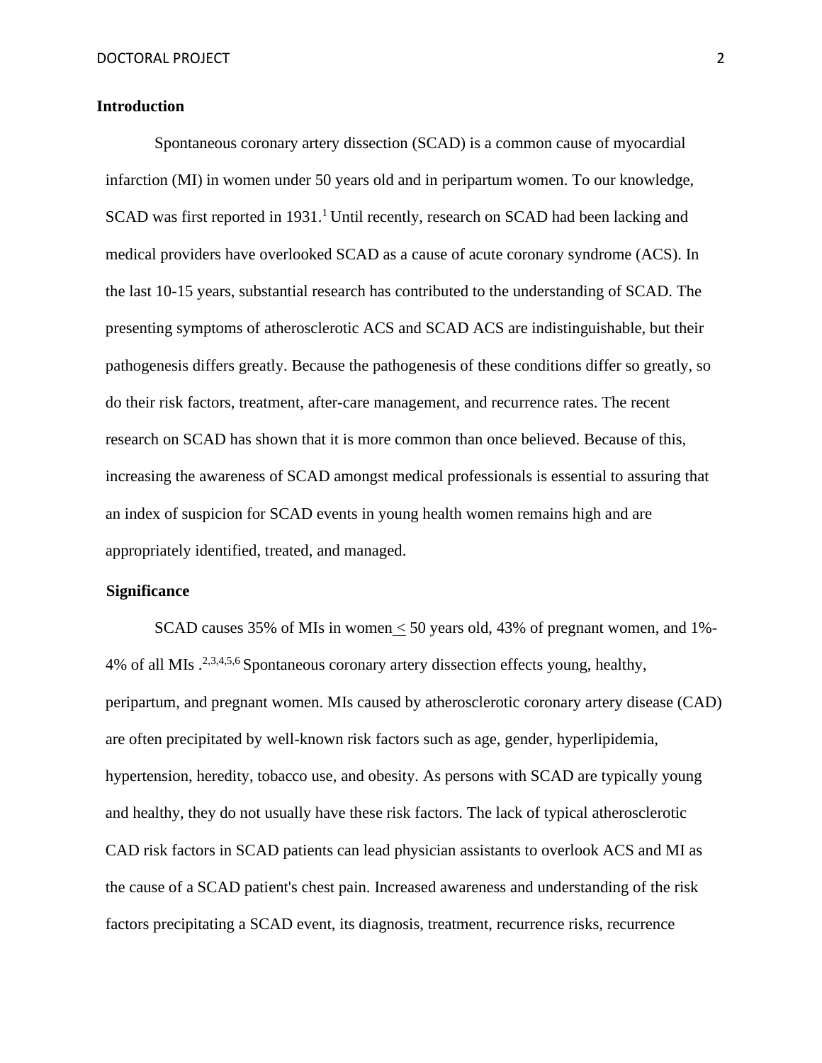## Introduction

Spontaneous coronary artery dissection (SCAD) is a common cause of myocardial infarction (MI) in women under 50 years old and in peripartum women. To our knowledge, SCAD was first reported in 1931.[1] Until recently, research on SCAD had been lacking and medical providers have overlooked SCAD as a cause of acute coronary syndrome (ACS). In the last 10-15 years, substantial research has contributed to the understanding of SCAD. The presenting symptoms of atherosclerotic ACS and SCAD ACS are indistinguishable, but their pathogenesis differs greatly. Because the pathogenesis of these conditions differ so greatly, so do their risk factors, treatment, after-care management, and recurrence rates. The recent research on SCAD has shown that it is more common than once believed. Because of this, increasing the awareness of SCAD amongst medical professionals is essential to assuring that an index of suspicion for SCAD events in young health women remains high and are appropriately identified, treated, and managed.

## Significance

SCAD causes 35% of MIs in women $\leq$ 50 years old, 43% of pregnant women, and 1%-4% of all MIs .[2,3,4,5,6] Spontaneous coronary artery dissection effects young, healthy, peripartum, and pregnant women. MIs caused by atherosclerotic coronary artery disease (CAD) are often precipitated by well-known risk factors such as age, gender, hyperlipidemia, hypertension, heredity, tobacco use, and obesity. As persons with SCAD are typically young and healthy, they do not usually have these risk factors. The lack of typical atherosclerotic CAD risk factors in SCAD patients can lead physician assistants to overlook ACS and MI as the cause of a SCAD patient's chest pain. Increased awareness and understanding of the risk factors precipitating a SCAD event, its diagnosis, treatment, recurrence risks, recurrence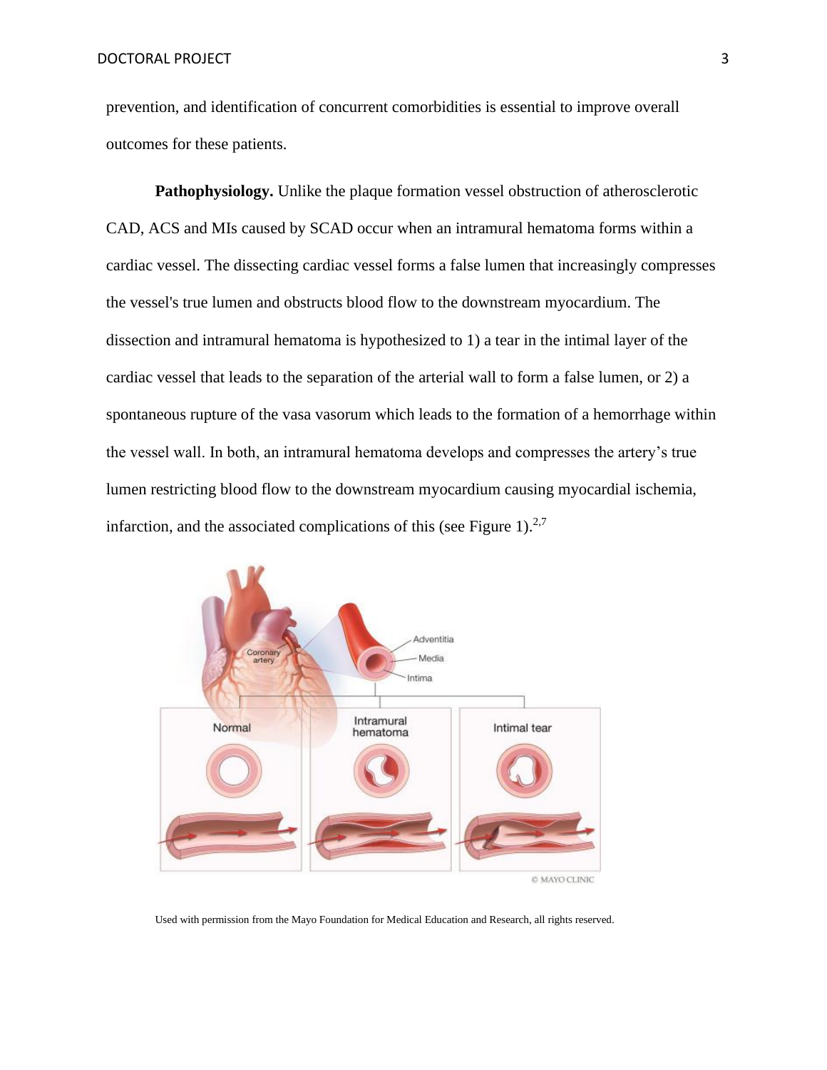prevention, and identification of concurrent comorbidities is essential to improve overall outcomes for these patients.

**Pathophysiology.** Unlike the plaque formation vessel obstruction of atherosclerotic CAD, ACS and MIs caused by SCAD occur when an intramural hematoma forms within a cardiac vessel. The dissecting cardiac vessel forms a false lumen that increasingly compresses the vessel's true lumen and obstructs blood flow to the downstream myocardium. The dissection and intramural hematoma is hypothesized to 1) a tear in the intimal layer of the cardiac vessel that leads to the separation of the arterial wall to form a false lumen, or 2) a spontaneous rupture of the vasa vasorum which leads to the formation of a hemorrhage within the vessel wall. In both, an intramural hematoma develops and compresses the artery's true lumen restricting blood flow to the downstream myocardium causing myocardial ischemia, infarction, and the associated complications of this (see Figure 1).[2,7]

Used with permission from the Mayo Foundation for Medical Education and Research, all rights reserved.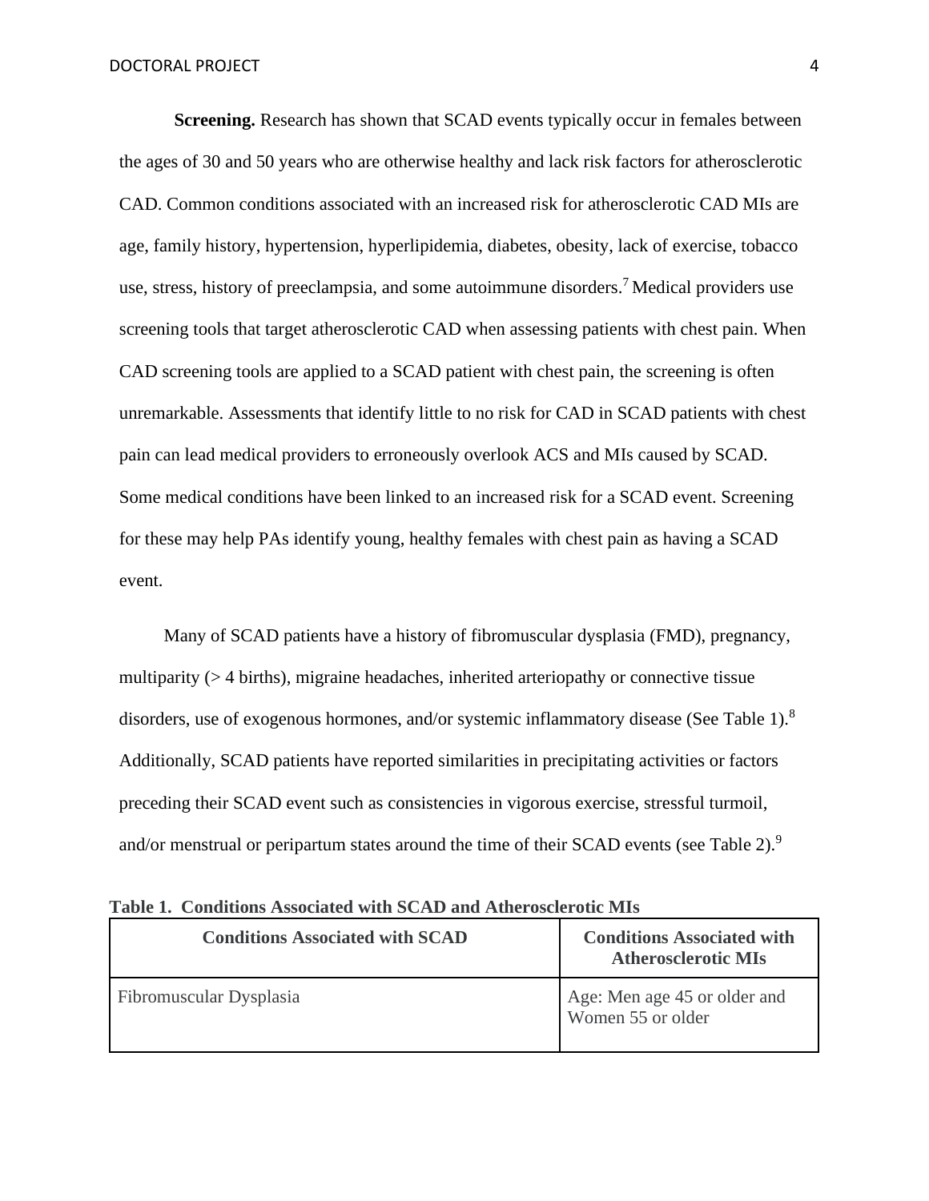**Screening.** Research has shown that SCAD events typically occur in females between the ages of 30 and 50 years who are otherwise healthy and lack risk factors for atherosclerotic CAD. Common conditions associated with an increased risk for atherosclerotic CAD MIs are age, family history, hypertension, hyperlipidemia, diabetes, obesity, lack of exercise, tobacco use, stress, history of preeclampsia, and some autoimmune disorders.[7] Medical providers use screening tools that target atherosclerotic CAD when assessing patients with chest pain. When CAD screening tools are applied to a SCAD patient with chest pain, the screening is often unremarkable. Assessments that identify little to no risk for CAD in SCAD patients with chest pain can lead medical providers to erroneously overlook ACS and MIs caused by SCAD. Some medical conditions have been linked to an increased risk for a SCAD event. Screening for these may help PAs identify young, healthy females with chest pain as having a SCAD event.

Many of SCAD patients have a history of fibromuscular dysplasia (FMD), pregnancy, multiparity (> 4 births), migraine headaches, inherited arteriopathy or connective tissue disorders, use of exogenous hormones, and/or systemic inflammatory disease (See Table 1).[8] Additionally, SCAD patients have reported similarities in precipitating activities or factors preceding their SCAD event such as consistencies in vigorous exercise, stressful turmoil, and/or menstrual or peripartum states around the time of their SCAD events (see Table 2).[9]

**Table 1. Conditions Associated with SCAD and Atherosclerotic MIs**

| Conditions Associated with SCAD | Conditions Associated with Atherosclerotic MIs |
|---|---|
| Fibromuscular Dysplasia | Age: Men age 45 or older and Women 55 or older |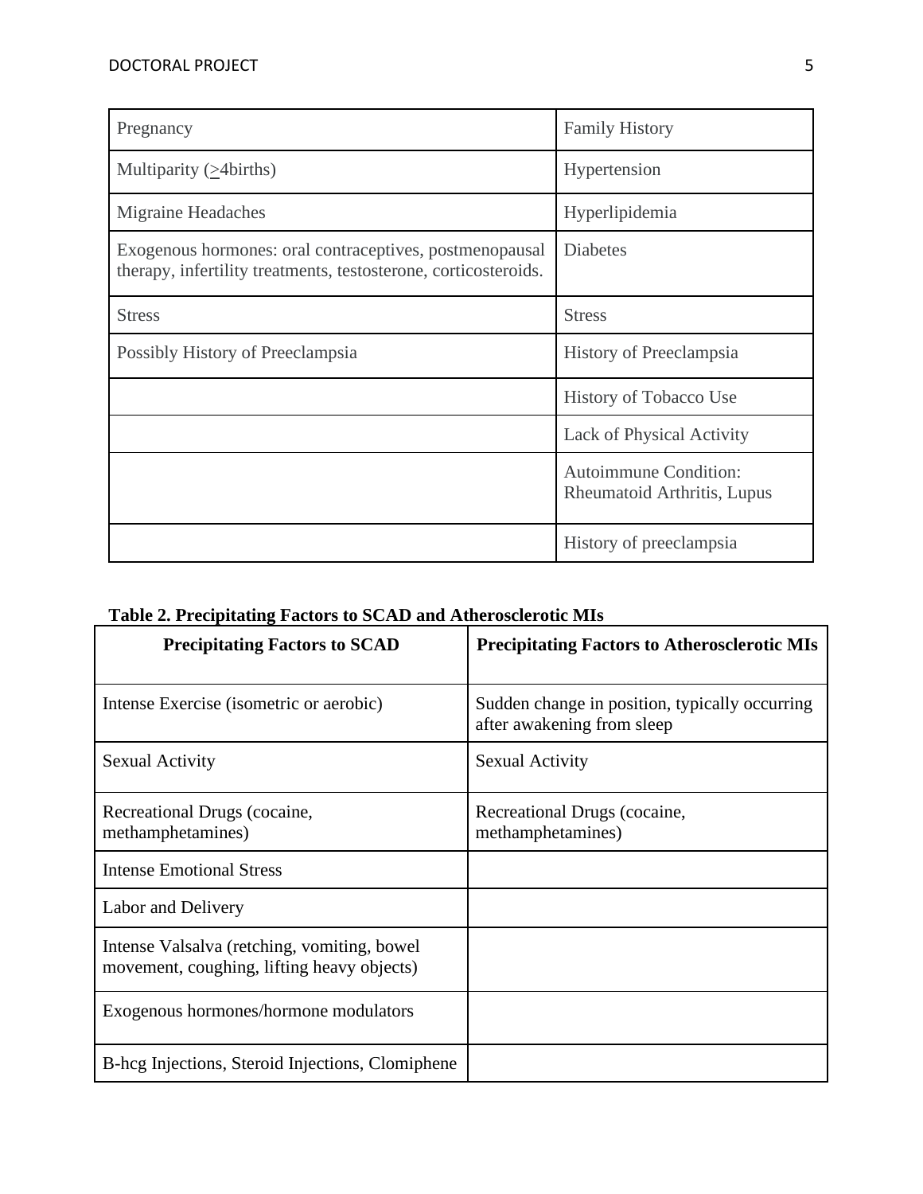| | |
|---|---|
| Pregnancy | Family History |
| Multiparity (≥4births) | Hypertension |
| Migraine Headaches | Hyperlipidemia |
| Exogenous hormones: oral contraceptives, postmenopausal therapy, infertility treatments, testosterone, corticosteroids. | Diabetes |
| Stress | Stress |
| Possibly History of Preeclampsia | History of Preeclampsia |
| | History of Tobacco Use |
| | Lack of Physical Activity |
| | Autoimmune Condition: Rheumatoid Arthritis, Lupus |
| | History of preeclampsia |

**Table 2. Precipitating Factors to SCAD and Atherosclerotic MIs**

| **Precipitating Factors to SCAD** | **Precipitating Factors to Atherosclerotic MIs** |
|---|---|
| Intense Exercise (isometric or aerobic) | Sudden change in position, typically occurring after awakening from sleep |
| Sexual Activity | Sexual Activity |
| Recreational Drugs (cocaine, methamphetamines) | Recreational Drugs (cocaine, methamphetamines) |
| Intense Emotional Stress | |
| Labor and Delivery | |
| Intense Valsalva (retching, vomiting, bowel movement, coughing, lifting heavy objects) | |
| Exogenous hormones/hormone modulators | |
| B-hcg Injections, Steroid Injections, Clomiphene | |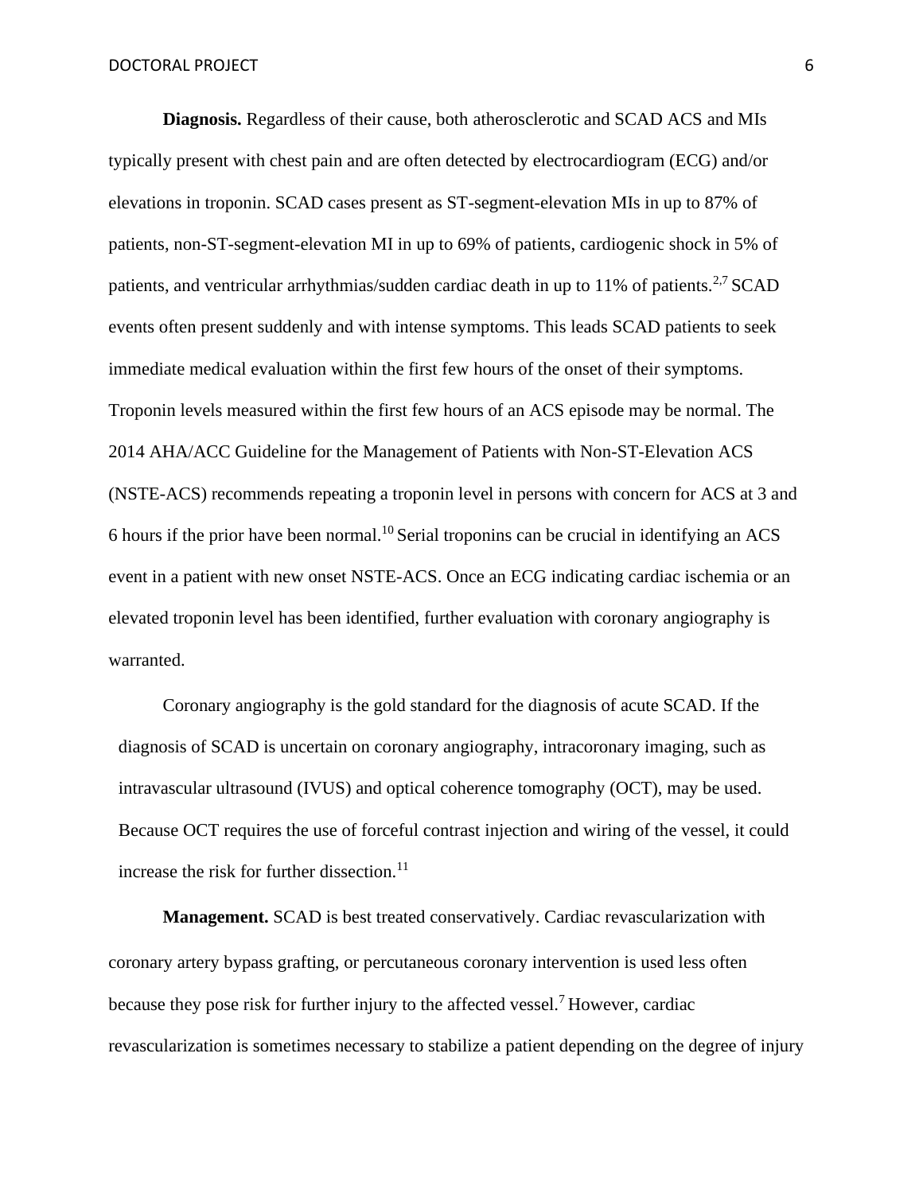**Diagnosis.** Regardless of their cause, both atherosclerotic and SCAD ACS and MIs typically present with chest pain and are often detected by electrocardiogram (ECG) and/or elevations in troponin. SCAD cases present as ST-segment-elevation MIs in up to 87% of patients, non-ST-segment-elevation MI in up to 69% of patients, cardiogenic shock in 5% of patients, and ventricular arrhythmias/sudden cardiac death in up to 11% of patients.[2,7] SCAD events often present suddenly and with intense symptoms. This leads SCAD patients to seek immediate medical evaluation within the first few hours of the onset of their symptoms. Troponin levels measured within the first few hours of an ACS episode may be normal. The 2014 AHA/ACC Guideline for the Management of Patients with Non-ST-Elevation ACS (NSTE-ACS) recommends repeating a troponin level in persons with concern for ACS at 3 and 6 hours if the prior have been normal.[10] Serial troponins can be crucial in identifying an ACS event in a patient with new onset NSTE-ACS. Once an ECG indicating cardiac ischemia or an elevated troponin level has been identified, further evaluation with coronary angiography is warranted.

Coronary angiography is the gold standard for the diagnosis of acute SCAD. If the diagnosis of SCAD is uncertain on coronary angiography, intracoronary imaging, such as intravascular ultrasound (IVUS) and optical coherence tomography (OCT), may be used. Because OCT requires the use of forceful contrast injection and wiring of the vessel, it could increase the risk for further dissection.[11]

**Management.** SCAD is best treated conservatively. Cardiac revascularization with coronary artery bypass grafting, or percutaneous coronary intervention is used less often because they pose risk for further injury to the affected vessel.[7] However, cardiac revascularization is sometimes necessary to stabilize a patient depending on the degree of injury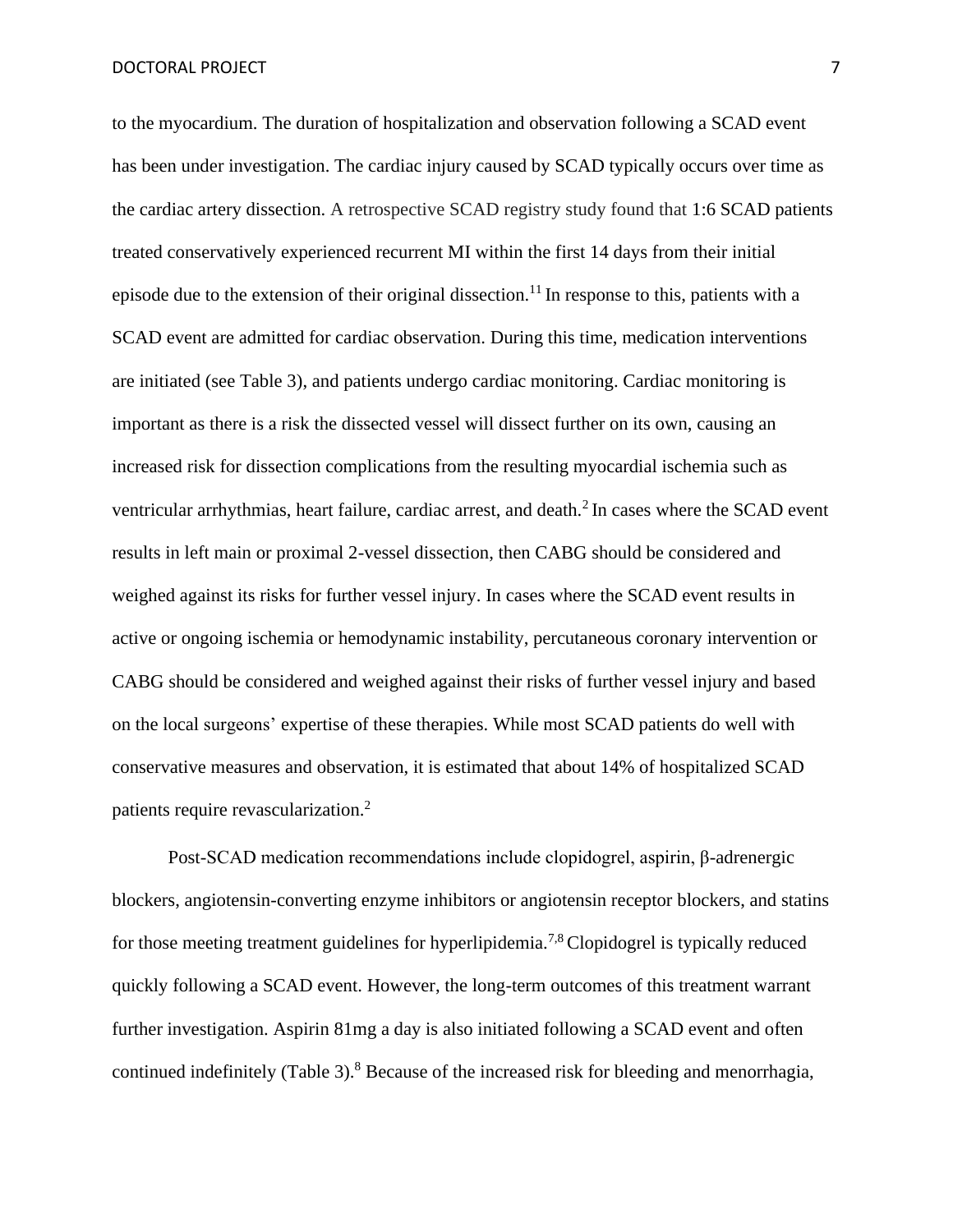to the myocardium. The duration of hospitalization and observation following a SCAD event has been under investigation. The cardiac injury caused by SCAD typically occurs over time as the cardiac artery dissection. A retrospective SCAD registry study found that 1:6 SCAD patients treated conservatively experienced recurrent MI within the first 14 days from their initial episode due to the extension of their original dissection.[11] In response to this, patients with a SCAD event are admitted for cardiac observation. During this time, medication interventions are initiated (see Table 3), and patients undergo cardiac monitoring. Cardiac monitoring is important as there is a risk the dissected vessel will dissect further on its own, causing an increased risk for dissection complications from the resulting myocardial ischemia such as ventricular arrhythmias, heart failure, cardiac arrest, and death.[2] In cases where the SCAD event results in left main or proximal 2-vessel dissection, then CABG should be considered and weighed against its risks for further vessel injury. In cases where the SCAD event results in active or ongoing ischemia or hemodynamic instability, percutaneous coronary intervention or CABG should be considered and weighed against their risks of further vessel injury and based on the local surgeons' expertise of these therapies. While most SCAD patients do well with conservative measures and observation, it is estimated that about 14% of hospitalized SCAD patients require revascularization.[2]

Post-SCAD medication recommendations include clopidogrel, aspirin, β-adrenergic blockers, angiotensin-converting enzyme inhibitors or angiotensin receptor blockers, and statins for those meeting treatment guidelines for hyperlipidemia.[7,8] Clopidogrel is typically reduced quickly following a SCAD event. However, the long-term outcomes of this treatment warrant further investigation. Aspirin 81mg a day is also initiated following a SCAD event and often continued indefinitely (Table 3).[8] Because of the increased risk for bleeding and menorrhagia,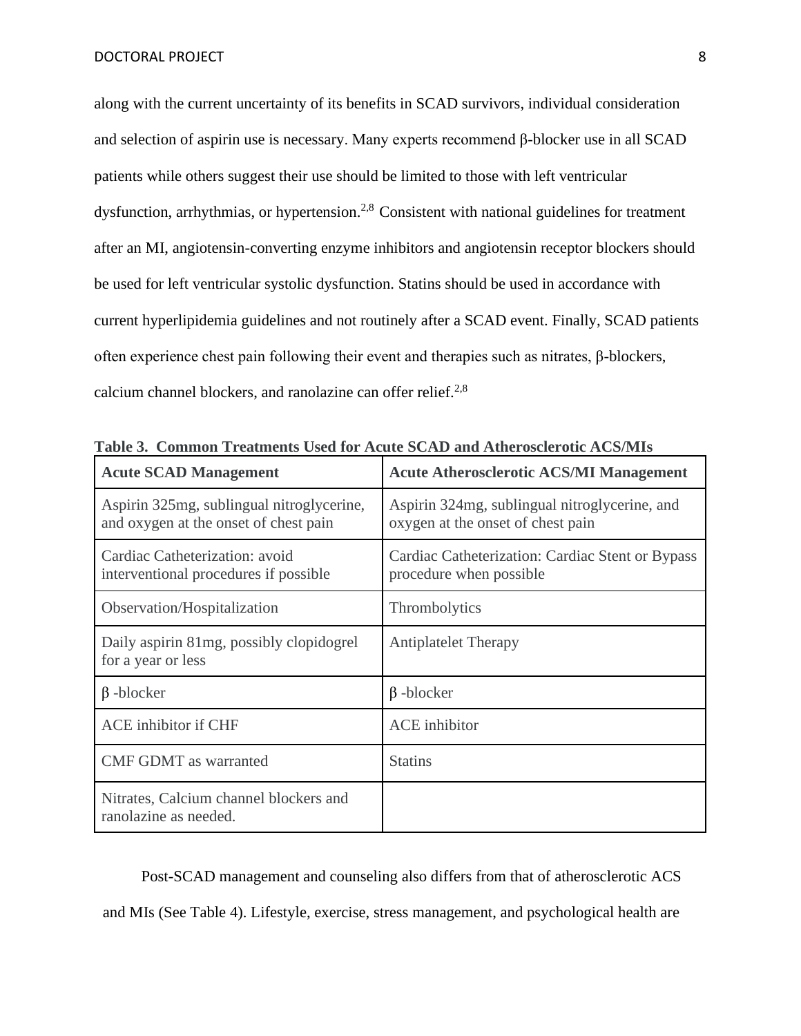along with the current uncertainty of its benefits in SCAD survivors, individual consideration and selection of aspirin use is necessary. Many experts recommend β-blocker use in all SCAD patients while others suggest their use should be limited to those with left ventricular dysfunction, arrhythmias, or hypertension.[2,8] Consistent with national guidelines for treatment after an MI, angiotensin-converting enzyme inhibitors and angiotensin receptor blockers should be used for left ventricular systolic dysfunction. Statins should be used in accordance with current hyperlipidemia guidelines and not routinely after a SCAD event. Finally, SCAD patients often experience chest pain following their event and therapies such as nitrates, β-blockers, calcium channel blockers, and ranolazine can offer relief.[2,8]

**Table 3. Common Treatments Used for Acute SCAD and Atherosclerotic ACS/MIs**

| Acute SCAD Management | Acute Atherosclerotic ACS/MI Management |
|---|---|
| Aspirin 325mg, sublingual nitroglycerine, and oxygen at the onset of chest pain | Aspirin 324mg, sublingual nitroglycerine, and oxygen at the onset of chest pain |
| Cardiac Catheterization: avoid interventional procedures if possible | Cardiac Catheterization: Cardiac Stent or Bypass procedure when possible |
| Observation/Hospitalization | Thrombolytics |
| Daily aspirin 81mg, possibly clopidogrel for a year or less | Antiplatelet Therapy |
| β -blocker | β -blocker |
| ACE inhibitor if CHF | ACE inhibitor |
| CMF GDMT as warranted | Statins |
| Nitrates, Calcium channel blockers and ranolazine as needed. | |

Post-SCAD management and counseling also differs from that of atherosclerotic ACS and MIs (See Table 4). Lifestyle, exercise, stress management, and psychological health are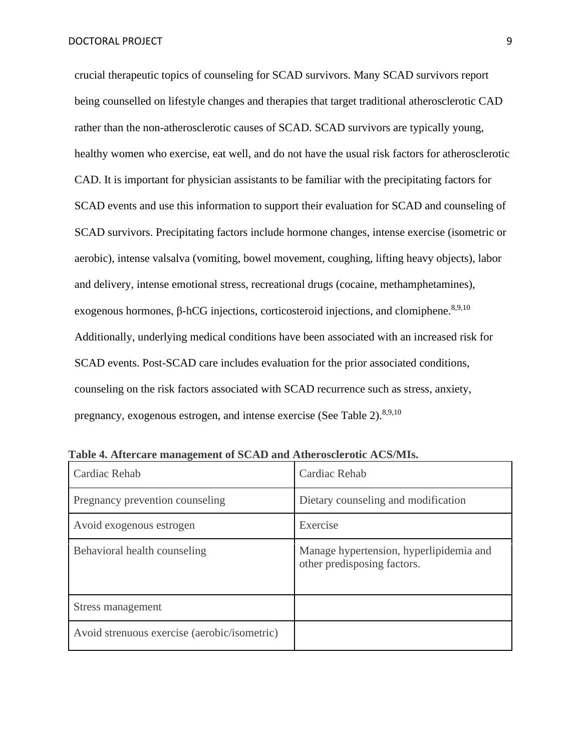crucial therapeutic topics of counseling for SCAD survivors. Many SCAD survivors report being counselled on lifestyle changes and therapies that target traditional atherosclerotic CAD rather than the non-atherosclerotic causes of SCAD. SCAD survivors are typically young, healthy women who exercise, eat well, and do not have the usual risk factors for atherosclerotic CAD. It is important for physician assistants to be familiar with the precipitating factors for SCAD events and use this information to support their evaluation for SCAD and counseling of SCAD survivors. Precipitating factors include hormone changes, intense exercise (isometric or aerobic), intense valsalva (vomiting, bowel movement, coughing, lifting heavy objects), labor and delivery, intense emotional stress, recreational drugs (cocaine, methamphetamines), exogenous hormones, β-hCG injections, corticosteroid injections, and clomiphene.[8,9,10] Additionally, underlying medical conditions have been associated with an increased risk for SCAD events. Post-SCAD care includes evaluation for the prior associated conditions, counseling on the risk factors associated with SCAD recurrence such as stress, anxiety, pregnancy, exogenous estrogen, and intense exercise (See Table 2).[8,9,10]

**Table 4. Aftercare management of SCAD and Atherosclerotic ACS/MIs.**

| | |
|---|---|
| Cardiac Rehab | Cardiac Rehab |
| Pregnancy prevention counseling | Dietary counseling and modification |
| Avoid exogenous estrogen | Exercise |
| Behavioral health counseling | Manage hypertension, hyperlipidemia and other predisposing factors. |
| Stress management | |
| Avoid strenuous exercise (aerobic/isometric) | |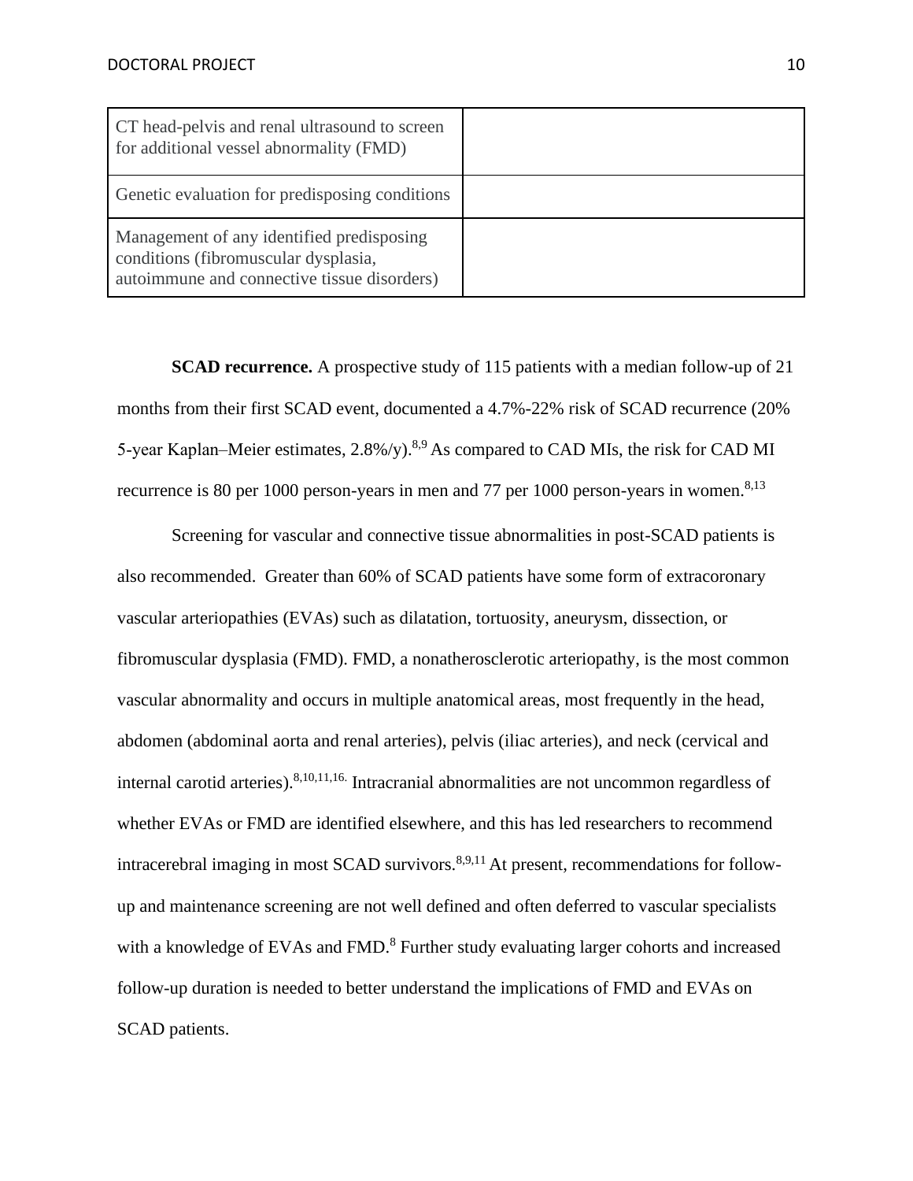| | |
|---|---|
| CT head-pelvis and renal ultrasound to screen for additional vessel abnormality (FMD) | |
| Genetic evaluation for predisposing conditions | |
| Management of any identified predisposing conditions (fibromuscular dysplasia, autoimmune and connective tissue disorders) | |

**SCAD recurrence.** A prospective study of 115 patients with a median follow-up of 21 months from their first SCAD event, documented a 4.7%-22% risk of SCAD recurrence (20% 5-year Kaplan–Meier estimates, 2.8%/y).[8,9] As compared to CAD MIs, the risk for CAD MI recurrence is 80 per 1000 person-years in men and 77 per 1000 person-years in women.[8,13]

Screening for vascular and connective tissue abnormalities in post-SCAD patients is also recommended. Greater than 60% of SCAD patients have some form of extracoronary vascular arteriopathies (EVAs) such as dilatation, tortuosity, aneurysm, dissection, or fibromuscular dysplasia (FMD). FMD, a nonatherosclerotic arteriopathy, is the most common vascular abnormality and occurs in multiple anatomical areas, most frequently in the head, abdomen (abdominal aorta and renal arteries), pelvis (iliac arteries), and neck (cervical and internal carotid arteries).[8,10,11,16.] Intracranial abnormalities are not uncommon regardless of whether EVAs or FMD are identified elsewhere, and this has led researchers to recommend intracerebral imaging in most SCAD survivors.[8,9,11] At present, recommendations for follow-up and maintenance screening are not well defined and often deferred to vascular specialists with a knowledge of EVAs and FMD.[8] Further study evaluating larger cohorts and increased follow-up duration is needed to better understand the implications of FMD and EVAs on SCAD patients.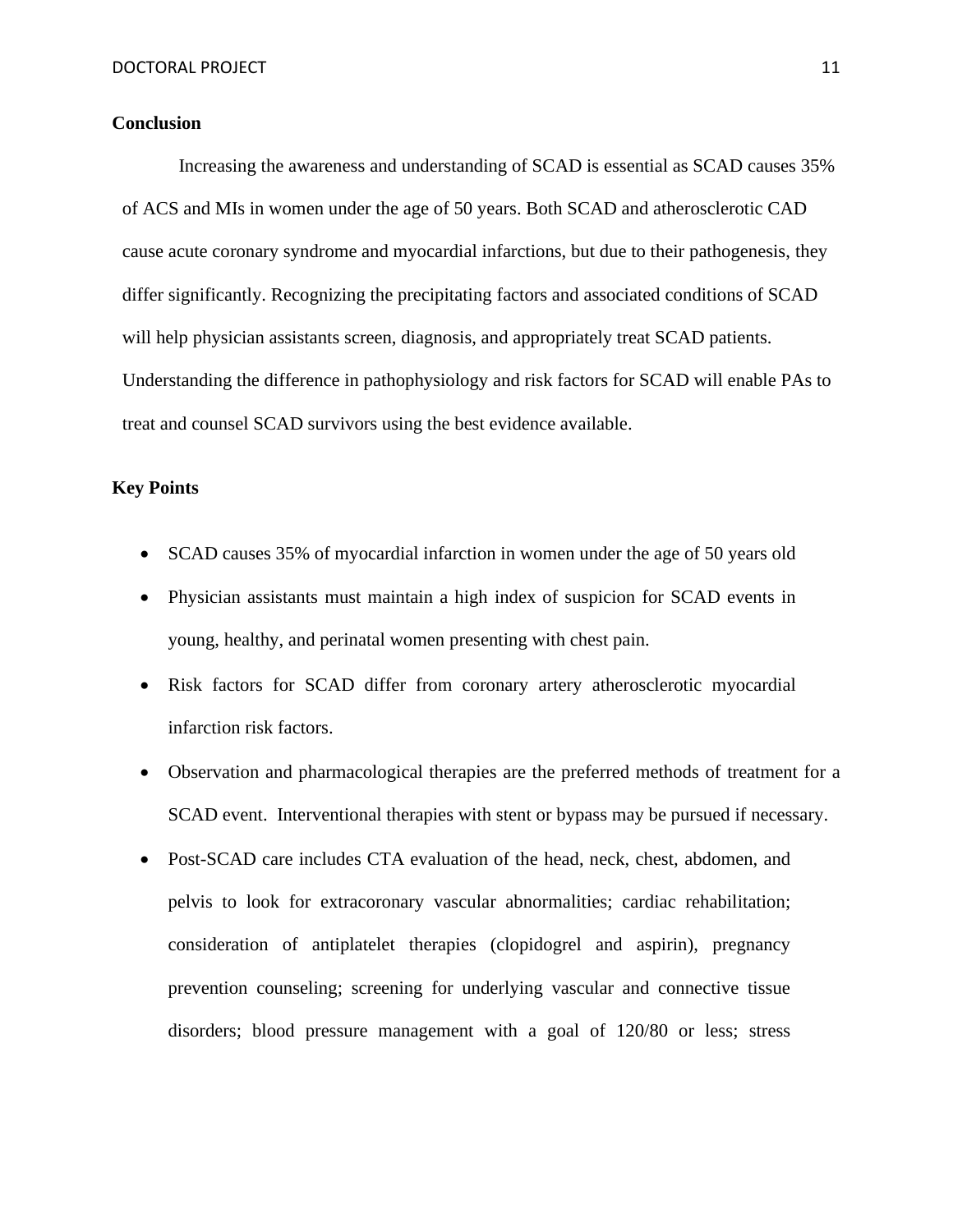**Conclusion**

Increasing the awareness and understanding of SCAD is essential as SCAD causes 35% of ACS and MIs in women under the age of 50 years. Both SCAD and atherosclerotic CAD cause acute coronary syndrome and myocardial infarctions, but due to their pathogenesis, they differ significantly. Recognizing the precipitating factors and associated conditions of SCAD will help physician assistants screen, diagnosis, and appropriately treat SCAD patients. Understanding the difference in pathophysiology and risk factors for SCAD will enable PAs to treat and counsel SCAD survivors using the best evidence available.

**Key Points**

- SCAD causes 35% of myocardial infarction in women under the age of 50 years old
- Physician assistants must maintain a high index of suspicion for SCAD events in young, healthy, and perinatal women presenting with chest pain.
- Risk factors for SCAD differ from coronary artery atherosclerotic myocardial infarction risk factors.
- Observation and pharmacological therapies are the preferred methods of treatment for a SCAD event. Interventional therapies with stent or bypass may be pursued if necessary.
- Post-SCAD care includes CTA evaluation of the head, neck, chest, abdomen, and pelvis to look for extracoronary vascular abnormalities; cardiac rehabilitation; consideration of antiplatelet therapies (clopidogrel and aspirin), pregnancy prevention counseling; screening for underlying vascular and connective tissue disorders; blood pressure management with a goal of 120/80 or less; stress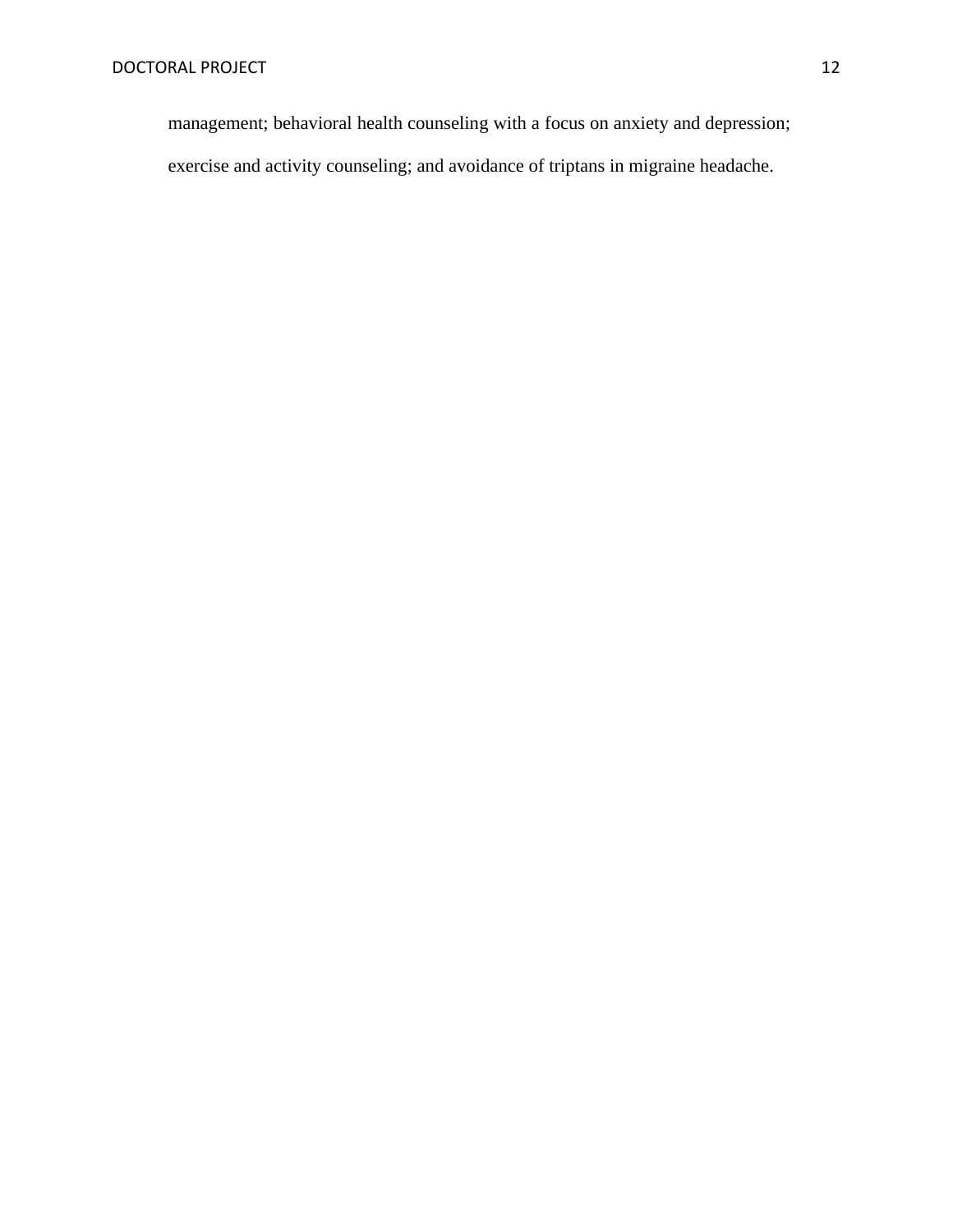management; behavioral health counseling with a focus on anxiety and depression; exercise and activity counseling; and avoidance of triptans in migraine headache.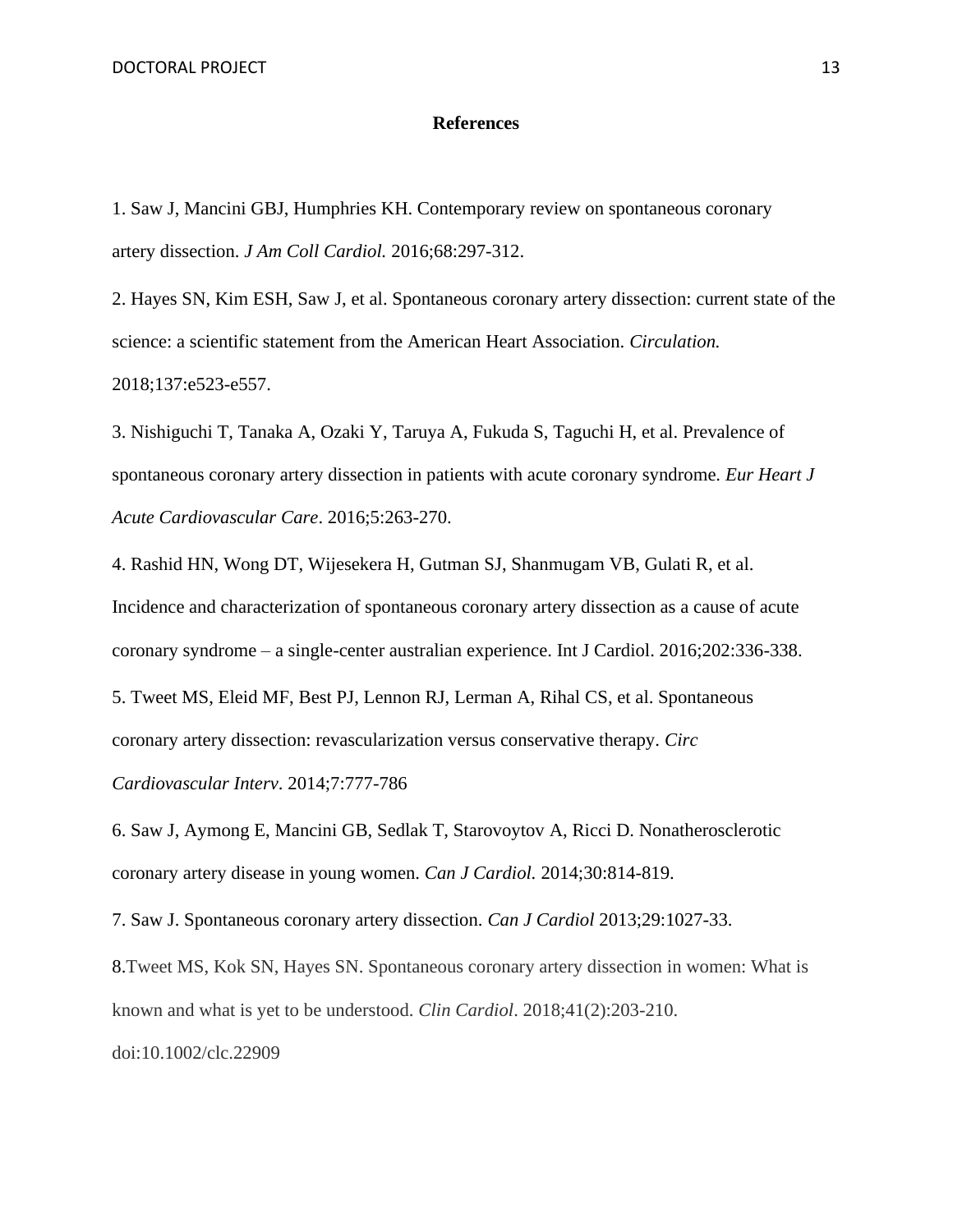**References**

1. Saw J, Mancini GBJ, Humphries KH. Contemporary review on spontaneous coronary artery dissection. *J Am Coll Cardiol.* 2016;68:297-312.

2. Hayes SN, Kim ESH, Saw J, et al. Spontaneous coronary artery dissection: current state of the science: a scientific statement from the American Heart Association. *Circulation.* 2018;137:e523-e557.

3. Nishiguchi T, Tanaka A, Ozaki Y, Taruya A, Fukuda S, Taguchi H, et al. Prevalence of spontaneous coronary artery dissection in patients with acute coronary syndrome. *Eur Heart J Acute Cardiovascular Care*. 2016;5:263-270.

4. Rashid HN, Wong DT, Wijesekera H, Gutman SJ, Shanmugam VB, Gulati R, et al. Incidence and characterization of spontaneous coronary artery dissection as a cause of acute coronary syndrome – a single-center australian experience. Int J Cardiol. 2016;202:336-338.

5. Tweet MS, Eleid MF, Best PJ, Lennon RJ, Lerman A, Rihal CS, et al. Spontaneous coronary artery dissection: revascularization versus conservative therapy. *Circ Cardiovascular Interv*. 2014;7:777-786

6. Saw J, Aymong E, Mancini GB, Sedlak T, Starovoytov A, Ricci D. Nonatherosclerotic coronary artery disease in young women. *Can J Cardiol.* 2014;30:814-819.

7. Saw J. Spontaneous coronary artery dissection. *Can J Cardiol* 2013;29:1027-33.

8.Tweet MS, Kok SN, Hayes SN. Spontaneous coronary artery dissection in women: What is known and what is yet to be understood. *Clin Cardiol*. 2018;41(2):203-210. doi:10.1002/clc.22909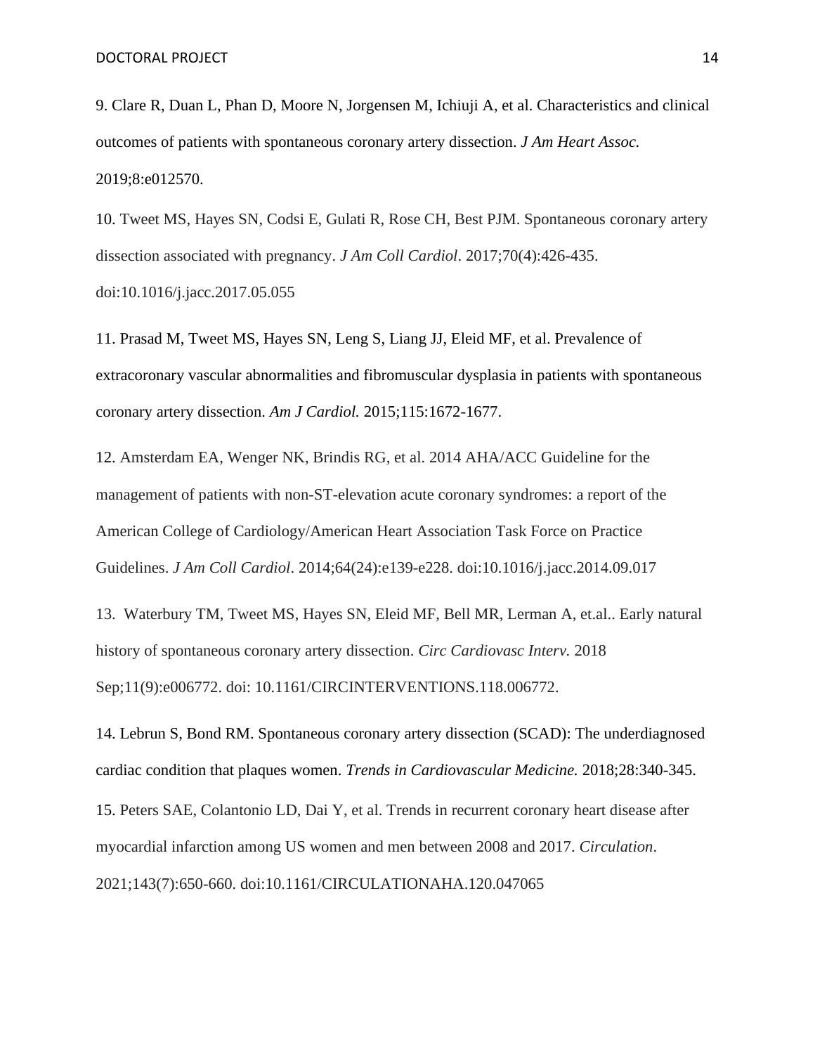9. Clare R, Duan L, Phan D, Moore N, Jorgensen M, Ichiuji A, et al. Characteristics and clinical outcomes of patients with spontaneous coronary artery dissection. *J Am Heart Assoc.* 2019;8:e012570.

10. Tweet MS, Hayes SN, Codsi E, Gulati R, Rose CH, Best PJM. Spontaneous coronary artery dissection associated with pregnancy. *J Am Coll Cardiol*. 2017;70(4):426-435. doi:10.1016/j.jacc.2017.05.055

11. Prasad M, Tweet MS, Hayes SN, Leng S, Liang JJ, Eleid MF, et al. Prevalence of extracoronary vascular abnormalities and fibromuscular dysplasia in patients with spontaneous coronary artery dissection. *Am J Cardiol.* 2015;115:1672-1677.

12. Amsterdam EA, Wenger NK, Brindis RG, et al. 2014 AHA/ACC Guideline for the management of patients with non-ST-elevation acute coronary syndromes: a report of the American College of Cardiology/American Heart Association Task Force on Practice Guidelines. *J Am Coll Cardiol*. 2014;64(24):e139-e228. doi:10.1016/j.jacc.2014.09.017

13. Waterbury TM, Tweet MS, Hayes SN, Eleid MF, Bell MR, Lerman A, et.al.. Early natural history of spontaneous coronary artery dissection. *Circ Cardiovasc Interv.* 2018 Sep;11(9):e006772. doi: 10.1161/CIRCINTERVENTIONS.118.006772.

14. Lebrun S, Bond RM. Spontaneous coronary artery dissection (SCAD): The underdiagnosed cardiac condition that plaques women. *Trends in Cardiovascular Medicine.* 2018;28:340-345.

15. Peters SAE, Colantonio LD, Dai Y, et al. Trends in recurrent coronary heart disease after myocardial infarction among US women and men between 2008 and 2017. *Circulation*. 2021;143(7):650-660. doi:10.1161/CIRCULATIONAHA.120.047065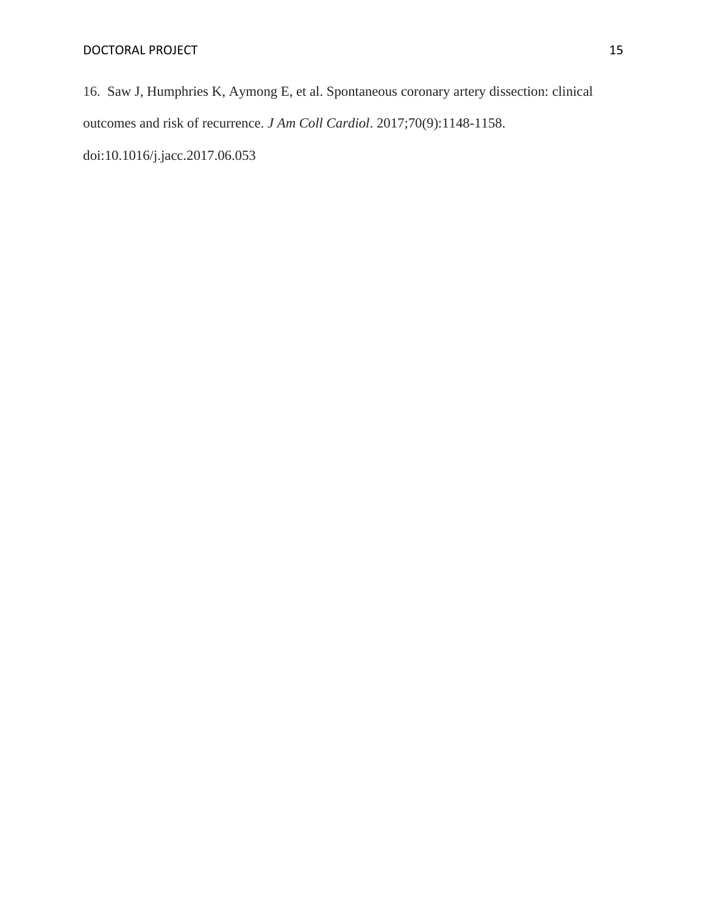16. Saw J, Humphries K, Aymong E, et al. Spontaneous coronary artery dissection: clinical outcomes and risk of recurrence. *J Am Coll Cardiol*. 2017;70(9):1148-1158. doi:10.1016/j.jacc.2017.06.053